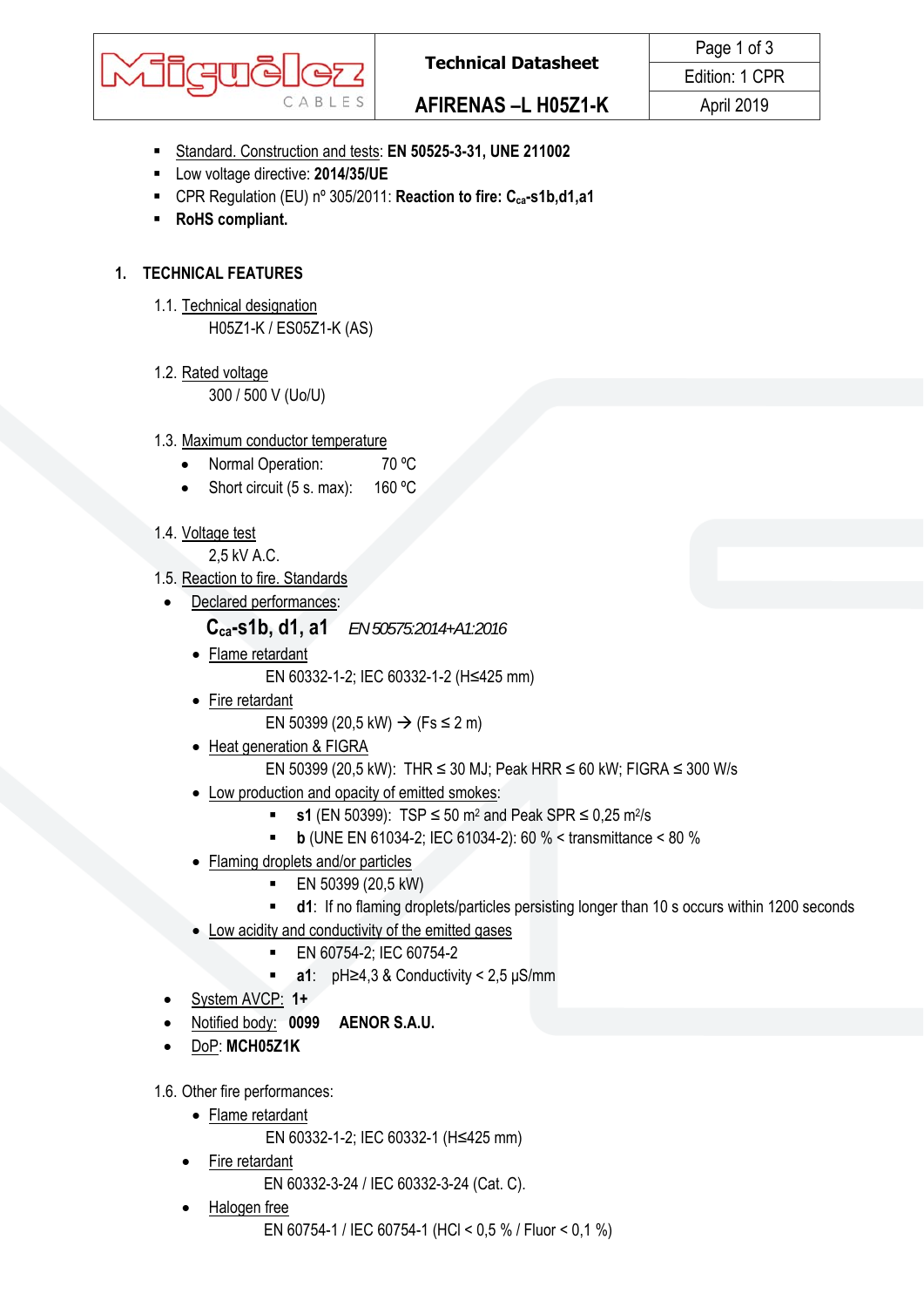- Standard. Construction and tests: **EN 50525-3-31, UNE 211002**
- Low voltage directive: **2014/35/UE**
- CPR Regulation (EU) nº 305/2011: **Reaction to fire: $C_{ca}$-s1b,d1,a1**
- **RoHS compliant.**

## 1. TECHNICAL FEATURES

### 1.1. Technical designation

H05Z1-K / ES05Z1-K (AS)

### 1.2. Rated voltage

300 / 500 V (Uo/U)

### 1.3. Maximum conductor temperature

- Normal Operation: 70 ºC
- Short circuit (5 s. max): 160 ºC

### 1.4. Voltage test

2,5 kV A.C.

### 1.5. Reaction to fire. Standards

- Declared performances:

  **$C_{ca}$-s1b, d1, a1** *EN 50575:2014+A1:2016*

  - Flame retardant

    EN 60332-1-2; IEC 60332-1-2 (H≤425 mm)
  - Fire retardant

    EN 50399 (20,5 kW) → (Fs ≤ 2 m)
  - Heat generation & FIGRA

    EN 50399 (20,5 kW): THR ≤ 30 MJ; Peak HRR ≤ 60 kW; FIGRA ≤ 300 W/s
  - Low production and opacity of emitted smokes:
    - **s1** (EN 50399): TSP ≤ 50 $m^2$ and Peak SPR ≤ 0,25 $m^2/s$
    - **b** (UNE EN 61034-2; IEC 61034-2): 60 % < transmittance < 80 %
  - Flaming droplets and/or particles
    - EN 50399 (20,5 kW)
    - **d1**: If no flaming droplets/particles persisting longer than 10 s occurs within 1200 seconds
  - Low acidity and conductivity of the emitted gases
    - EN 60754-2; IEC 60754-2
    - **a1**: pH≥4,3 & Conductivity < 2,5 µS/mm
- System AVCP: **1+**
- Notified body: **0099 AENOR S.A.U.**
- DoP: **MCH05Z1K**

### 1.6. Other fire performances:

- Flame retardant

  EN 60332-1-2; IEC 60332-1 (H≤425 mm)
- Fire retardant

  EN 60332-3-24 / IEC 60332-3-24 (Cat. C).
- Halogen free

  EN 60754-1 / IEC 60754-1 (HCl < 0,5 % / Fluor < 0,1 %)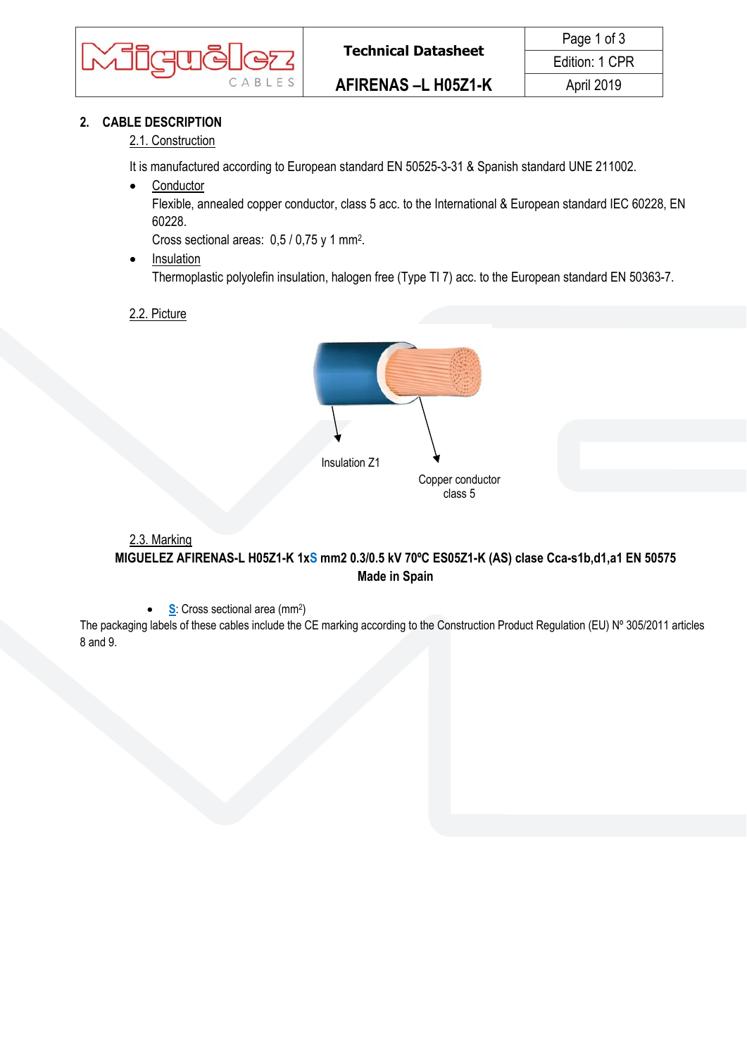## 2. CABLE DESCRIPTION

### 2.1. Construction

It is manufactured according to European standard EN 50525-3-31 & Spanish standard UNE 211002.

- Conductor
  Flexible, annealed copper conductor, class 5 acc. to the International & European standard IEC 60228, EN 60228.
  Cross sectional areas: 0,5 / 0,75 y 1 mm$^2$.
- Insulation
  Thermoplastic polyolefin insulation, halogen free (Type TI 7) acc. to the European standard EN 50363-7.

### 2.2. Picture

Insulation Z1

Copper conductor class 5

### 2.3. Marking

**MIGUELEZ AFIRENAS-L H05Z1-K 1xS mm2 0.3/0.5 kV 70ºC ES05Z1-K (AS) clase Cca-s1b,d1,a1 EN 50575 Made in Spain**

- S: Cross sectional area (mm$^2$)

The packaging labels of these cables include the CE marking according to the Construction Product Regulation (EU) Nº 305/2011 articles 8 and 9.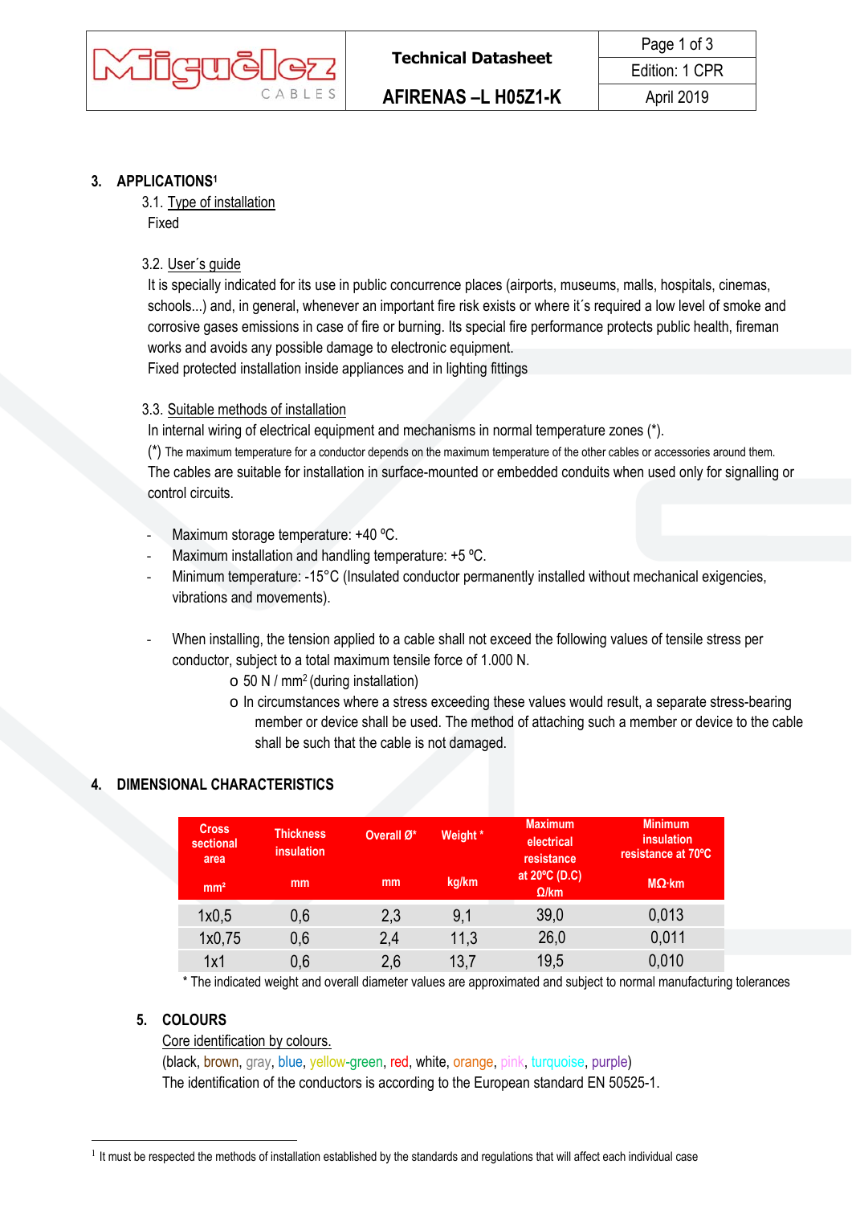## 3. APPLICATIONS[1]

### 3.1. Type of installation

Fixed

### 3.2. User´s guide

It is specially indicated for its use in public concurrence places (airports, museums, malls, hospitals, cinemas, schools...) and, in general, whenever an important fire risk exists or where it´s required a low level of smoke and corrosive gases emissions in case of fire or burning. Its special fire performance protects public health, fireman works and avoids any possible damage to electronic equipment.
Fixed protected installation inside appliances and in lighting fittings

### 3.3. Suitable methods of installation

In internal wiring of electrical equipment and mechanisms in normal temperature zones (*).
(*) The maximum temperature for a conductor depends on the maximum temperature of the other cables or accessories around them.
The cables are suitable for installation in surface-mounted or embedded conduits when used only for signalling or control circuits.

- Maximum storage temperature: +40 ºC.
- Maximum installation and handling temperature: +5 ºC.
- Minimum temperature: -15°C (Insulated conductor permanently installed without mechanical exigencies, vibrations and movements).

- When installing, the tension applied to a cable shall not exceed the following values of tensile stress per conductor, subject to a total maximum tensile force of 1.000 N.
  - 50 N / mm² (during installation)
  - In circumstances where a stress exceeding these values would result, a separate stress-bearing member or device shall be used. The method of attaching such a member or device to the cable shall be such that the cable is not damaged.

## 4. DIMENSIONAL CHARACTERISTICS

| Cross sectional area mm² | Thickness insulation mm | Overall Ø* mm | Weight * kg/km | Maximum electrical resistance at 20ºC (D.C) Ω/km | Minimum insulation resistance at 70ºC MΩ·km |
|---|---|---|---|---|---|
| 1x0,5 | 0,6 | 2,3 | 9,1 | 39,0 | 0,013 |
| 1x0,75 | 0,6 | 2,4 | 11,3 | 26,0 | 0,011 |
| 1x1 | 0,6 | 2,6 | 13,7 | 19,5 | 0,010 |

* The indicated weight and overall diameter values are approximated and subject to normal manufacturing tolerances

## 5. COLOURS

Core identification by colours.
(black, brown, gray, blue, yellow-green, red, white, orange, pink, turquoise, purple)
The identification of the conductors is according to the European standard EN 50525-1.

[1] It must be respected the methods of installation established by the standards and regulations that will affect each individual case